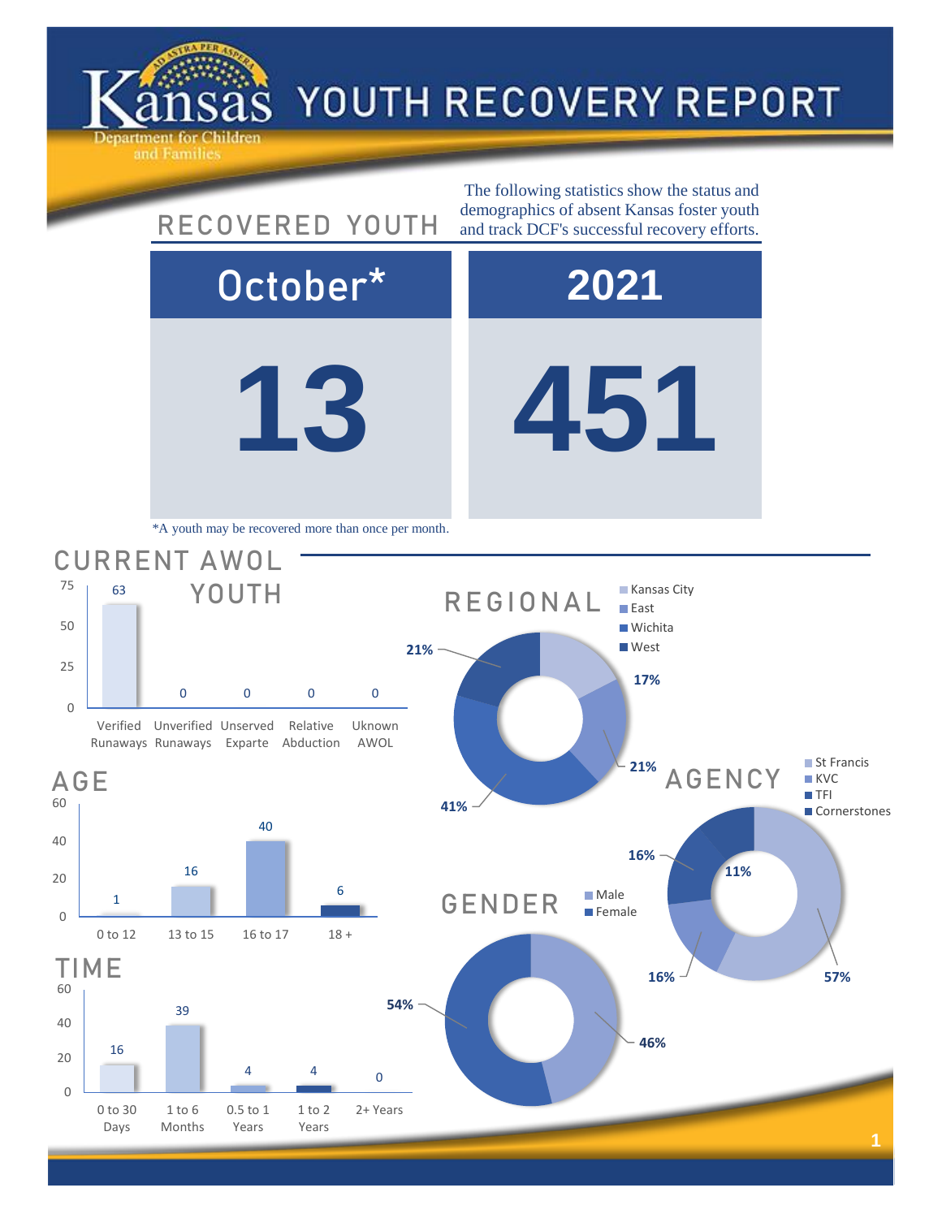# Kansas Department for Children and Families

# YOUTH RECOVERY REPORT

## RECOVERED YOUTH

The following statistics show the status and demographics of absent Kansas foster youth and track DCF's successful recovery efforts.

| October* | 2021 |
|---|---|
| 13 | 451 |

*A youth may be recovered more than once per month.

## CURRENT AWOL YOUTH

| Category | Count |
|---|---|
| Verified Runaways | 63 |
| Unverified Runaways | 0 |
| Unserved Exparte | 0 |
| Relative Abduction | 0 |
| Uknown AWOL | 0 |

## AGE

| Age | Count |
|---|---|
| 0 to 12 | 1 |
| 13 to 15 | 16 |
| 16 to 17 | 40 |
| 18 + | 6 |

## TIME

| Time | Count |
|---|---|
| 0 to 30 Days | 16 |
| 1 to 6 Months | 39 |
| 0.5 to 1 Years | 4 |
| 1 to 2 Years | 4 |
| 2+ Years | 0 |

## REGIONAL

| Region | Percent |
|---|---|
| Kansas City | 17% |
| East | 21% |
| Wichita | 41% |
| West | 21% |

## AGENCY

| Agency | Percent |
|---|---|
| St Francis | 57% |
| KVC | 16% |
| TFI | 16% |
| Cornerstones | 11% |

## GENDER

| Gender | Percent |
|---|---|
| Male | 46% |
| Female | 54% |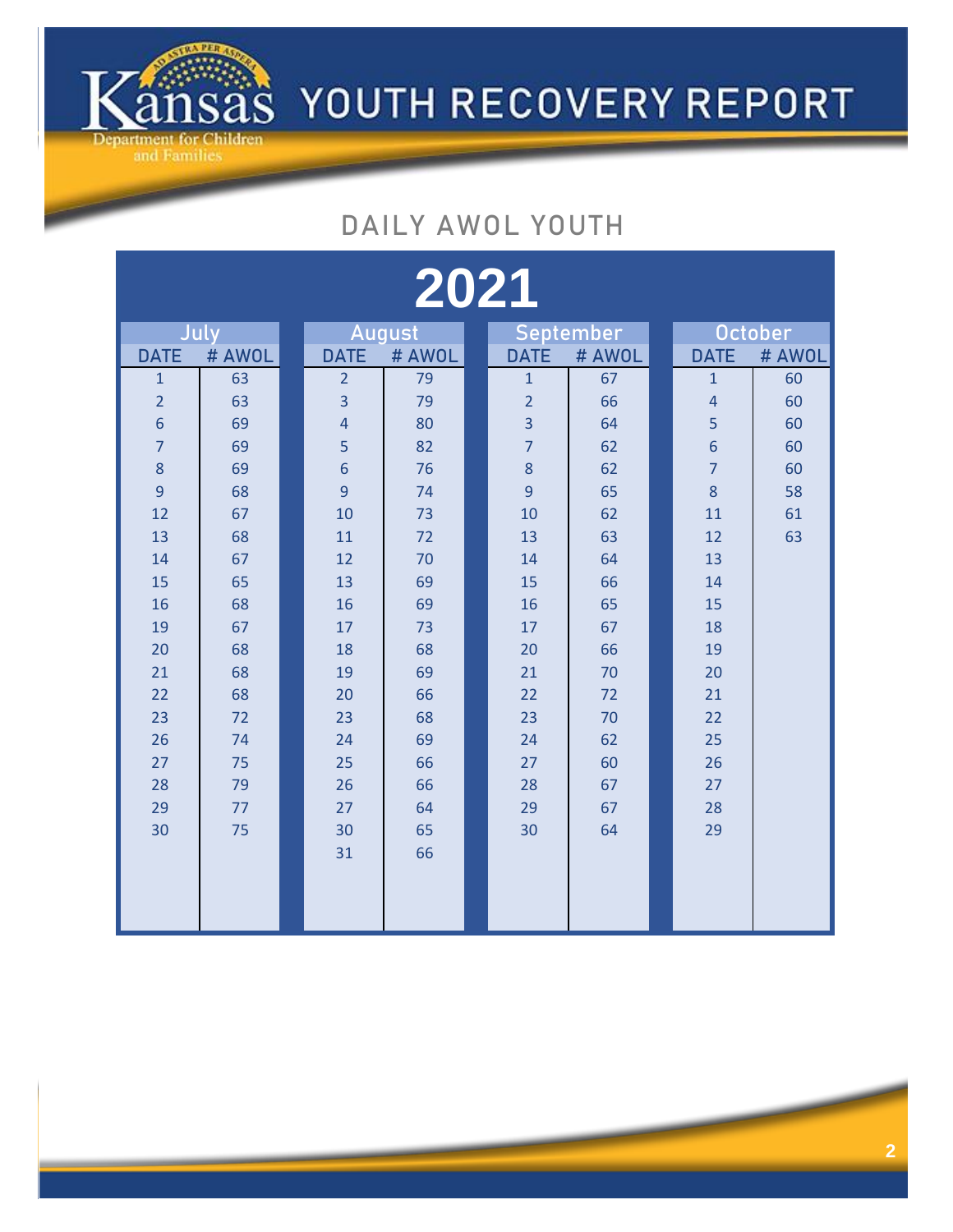# Kansas Department for Children and Families

# YOUTH RECOVERY REPORT

## DAILY AWOL YOUTH

## 2021

| July | | August | | September | | October | |
|---|---|---|---|---|---|---|---|
| DATE | # AWOL | DATE | # AWOL | DATE | # AWOL | DATE | # AWOL |
| 1 | 63 | 2 | 79 | 1 | 67 | 1 | 60 |
| 2 | 63 | 3 | 79 | 2 | 66 | 4 | 60 |
| 6 | 69 | 4 | 80 | 3 | 64 | 5 | 60 |
| 7 | 69 | 5 | 82 | 7 | 62 | 6 | 60 |
| 8 | 69 | 6 | 76 | 8 | 62 | 7 | 60 |
| 9 | 68 | 9 | 74 | 9 | 65 | 8 | 58 |
| 12 | 67 | 10 | 73 | 10 | 62 | 11 | 61 |
| 13 | 68 | 11 | 72 | 13 | 63 | 12 | 63 |
| 14 | 67 | 12 | 70 | 14 | 64 | 13 | |
| 15 | 65 | 13 | 69 | 15 | 66 | 14 | |
| 16 | 68 | 16 | 69 | 16 | 65 | 15 | |
| 19 | 67 | 17 | 73 | 17 | 67 | 18 | |
| 20 | 68 | 18 | 68 | 20 | 66 | 19 | |
| 21 | 68 | 19 | 69 | 21 | 70 | 20 | |
| 22 | 68 | 20 | 66 | 22 | 72 | 21 | |
| 23 | 72 | 23 | 68 | 23 | 70 | 22 | |
| 26 | 74 | 24 | 69 | 24 | 62 | 25 | |
| 27 | 75 | 25 | 66 | 27 | 60 | 26 | |
| 28 | 79 | 26 | 66 | 28 | 67 | 27 | |
| 29 | 77 | 27 | 64 | 29 | 67 | 28 | |
| 30 | 75 | 30 | 65 | 30 | 64 | 29 | |
| | | 31 | 66 | | | | |